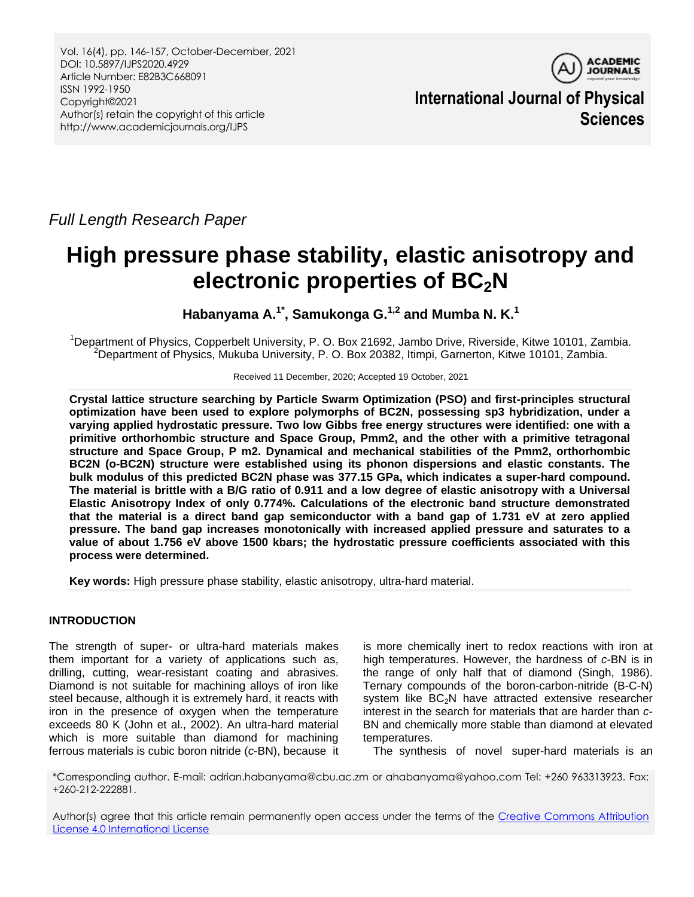Full Length Research Paper

# High pressure phase stability, elastic anisotropy and electronic properties of $BC_2N$

**Habanyama A.[1*], Samukonga G.[1,2] and Mumba N. K.[1]**

[1]Department of Physics, Copperbelt University, P. O. Box 21692, Jambo Drive, Riverside, Kitwe 10101, Zambia.
[2]Department of Physics, Mukuba University, P. O. Box 20382, Itimpi, Garnerton, Kitwe 10101, Zambia.

Received 11 December, 2020; Accepted 19 October, 2021

**Crystal lattice structure searching by Particle Swarm Optimization (PSO) and first-principles structural optimization have been used to explore polymorphs of BC2N, possessing sp3 hybridization, under a varying applied hydrostatic pressure. Two low Gibbs free energy structures were identified: one with a primitive orthorhombic structure and Space Group, Pmm2, and the other with a primitive tetragonal structure and Space Group, P m2. Dynamical and mechanical stabilities of the Pmm2, orthorhombic BC2N (o-BC2N) structure were established using its phonon dispersions and elastic constants. The bulk modulus of this predicted BC2N phase was 377.15 GPa, which indicates a super-hard compound. The material is brittle with a B/G ratio of 0.911 and a low degree of elastic anisotropy with a Universal Elastic Anisotropy Index of only 0.774%. Calculations of the electronic band structure demonstrated that the material is a direct band gap semiconductor with a band gap of 1.731 eV at zero applied pressure. The band gap increases monotonically with increased applied pressure and saturates to a value of about 1.756 eV above 1500 kbars; the hydrostatic pressure coefficients associated with this process were determined.**

**Key words:** High pressure phase stability, elastic anisotropy, ultra-hard material.

## INTRODUCTION

The strength of super- or ultra-hard materials makes them important for a variety of applications such as, drilling, cutting, wear-resistant coating and abrasives. Diamond is not suitable for machining alloys of iron like steel because, although it is extremely hard, it reacts with iron in the presence of oxygen when the temperature exceeds 80 K (John et al., 2002). An ultra-hard material which is more suitable than diamond for machining ferrous materials is cubic boron nitride (*c*-BN), because it is more chemically inert to redox reactions with iron at high temperatures. However, the hardness of *c*-BN is in the range of only half that of diamond (Singh, 1986). Ternary compounds of the boron-carbon-nitride (B-C-N) system like $BC_2N$ have attracted extensive researcher interest in the search for materials that are harder than *c*-BN and chemically more stable than diamond at elevated temperatures.

The synthesis of novel super-hard materials is an

*Corresponding author. E-mail: adrian.habanyama@cbu.ac.zm or ahabanyama@yahoo.com Tel: +260 963313923. Fax: +260-212-222881.

Author(s) agree that this article remain permanently open access under the terms of the Creative Commons Attribution License 4.0 International License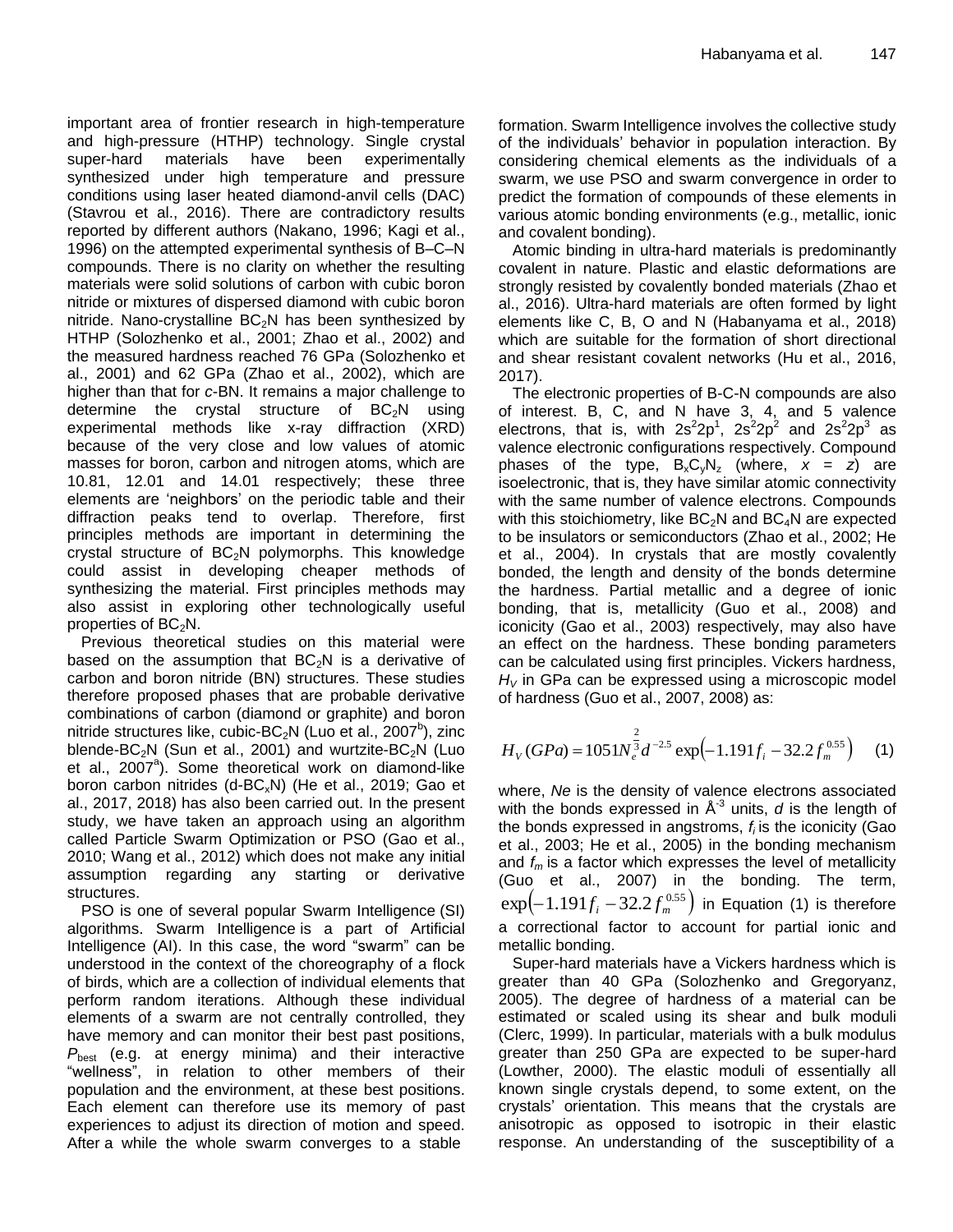important area of frontier research in high-temperature and high-pressure (HTHP) technology. Single crystal super-hard materials have been experimentally synthesized under high temperature and pressure conditions using laser heated diamond-anvil cells (DAC) (Stavrou et al., 2016). There are contradictory results reported by different authors (Nakano, 1996; Kagi et al., 1996) on the attempted experimental synthesis of B–C–N compounds. There is no clarity on whether the resulting materials were solid solutions of carbon with cubic boron nitride or mixtures of dispersed diamond with cubic boron nitride. Nano-crystalline $BC_2N$ has been synthesized by HTHP (Solozhenko et al., 2001; Zhao et al., 2002) and the measured hardness reached 76 GPa (Solozhenko et al., 2001) and 62 GPa (Zhao et al., 2002), which are higher than that for *c*-BN. It remains a major challenge to determine the crystal structure of $BC_2N$ using experimental methods like x-ray diffraction (XRD) because of the very close and low values of atomic masses for boron, carbon and nitrogen atoms, which are 10.81, 12.01 and 14.01 respectively; these three elements are 'neighbors' on the periodic table and their diffraction peaks tend to overlap. Therefore, first principles methods are important in determining the crystal structure of $BC_2N$ polymorphs. This knowledge could assist in developing cheaper methods of synthesizing the material. First principles methods may also assist in exploring other technologically useful properties of $BC_2N$.

Previous theoretical studies on this material were based on the assumption that $BC_2N$ is a derivative of carbon and boron nitride (BN) structures. These studies therefore proposed phases that are probable derivative combinations of carbon (diamond or graphite) and boron nitride structures like, cubic-$BC_2N$ (Luo et al., 2007[b]), zinc blende-$BC_2N$ (Sun et al., 2001) and wurtzite-$BC_2N$ (Luo et al., 2007[a]). Some theoretical work on diamond-like boron carbon nitrides (d-$BC_xN$) (He et al., 2019; Gao et al., 2017, 2018) has also been carried out. In the present study, we have taken an approach using an algorithm called Particle Swarm Optimization or PSO (Gao et al., 2010; Wang et al., 2012) which does not make any initial assumption regarding any starting or derivative structures.

PSO is one of several popular Swarm Intelligence (SI) algorithms. Swarm Intelligence is a part of Artificial Intelligence (AI). In this case, the word "swarm" can be understood in the context of the choreography of a flock of birds, which are a collection of individual elements that perform random iterations. Although these individual elements of a swarm are not centrally controlled, they have memory and can monitor their best past positions, $P_{\text{best}}$ (e.g. at energy minima) and their interactive "wellness", in relation to other members of their population and the environment, at these best positions. Each element can therefore use its memory of past experiences to adjust its direction of motion and speed. After a while the whole swarm converges to a stable formation. Swarm Intelligence involves the collective study of the individuals' behavior in population interaction. By considering chemical elements as the individuals of a swarm, we use PSO and swarm convergence in order to predict the formation of compounds of these elements in various atomic bonding environments (e.g., metallic, ionic and covalent bonding).

Atomic binding in ultra-hard materials is predominantly covalent in nature. Plastic and elastic deformations are strongly resisted by covalently bonded materials (Zhao et al., 2016). Ultra-hard materials are often formed by light elements like C, B, O and N (Habanyama et al., 2018) which are suitable for the formation of short directional and shear resistant covalent networks (Hu et al., 2016, 2017).

The electronic properties of B-C-N compounds are also of interest. B, C, and N have 3, 4, and 5 valence electrons, that is, with $2s^2 2p^1$, $2s^2 2p^2$ and $2s^2 2p^3$ as valence electronic configurations respectively. Compound phases of the type, $B_xC_yN_z$ (where, $x = z$) are isoelectronic, that is, they have similar atomic connectivity with the same number of valence electrons. Compounds with this stoichiometry, like $BC_2N$ and $BC_4N$ are expected to be insulators or semiconductors (Zhao et al., 2002; He et al., 2004). In crystals that are mostly covalently bonded, the length and density of the bonds determine the hardness. Partial metallic and a degree of ionic bonding, that is, metallicity (Guo et al., 2008) and iconicity (Gao et al., 2003) respectively, may also have an effect on the hardness. These bonding parameters can be calculated using first principles. Vickers hardness, $H_V$ in GPa can be expressed using a microscopic model of hardness (Guo et al., 2007, 2008) as:

$$H_V\,(GPa) = 1051 N_e^{\frac{2}{3}} d^{-2.5} \exp\left(-1.191 f_i - 32.2 f_m^{0.55}\right) \quad (1)$$

where, *Ne* is the density of valence electrons associated with the bonds expressed in Å$^{-3}$ units, $d$ is the length of the bonds expressed in angstroms, $f_i$ is the iconicity (Gao et al., 2003; He et al., 2005) in the bonding mechanism and $f_m$ is a factor which expresses the level of metallicity (Guo et al., 2007) in the bonding. The term, $\exp\left(-1.191 f_i - 32.2 f_m^{0.55}\right)$ in Equation (1) is therefore a correctional factor to account for partial ionic and metallic bonding.

Super-hard materials have a Vickers hardness which is greater than 40 GPa (Solozhenko and Gregoryanz, 2005). The degree of hardness of a material can be estimated or scaled using its shear and bulk moduli (Clerc, 1999). In particular, materials with a bulk modulus greater than 250 GPa are expected to be super-hard (Lowther, 2000). The elastic moduli of essentially all known single crystals depend, to some extent, on the crystals' orientation. This means that the crystals are anisotropic as opposed to isotropic in their elastic response. An understanding of the susceptibility of a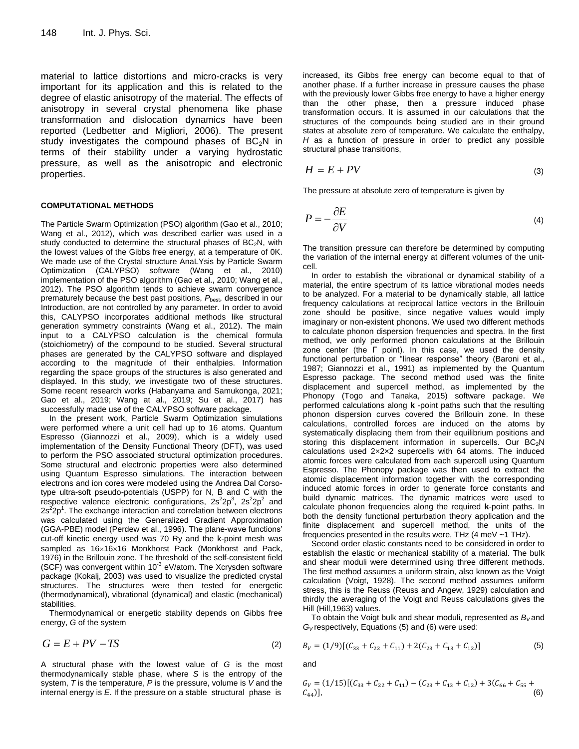material to lattice distortions and micro-cracks is very important for its application and this is related to the degree of elastic anisotropy of the material. The effects of anisotropy in several crystal phenomena like phase transformation and dislocation dynamics have been reported (Ledbetter and Migliori, 2006). The present study investigates the compound phases of $BC_2N$ in terms of their stability under a varying hydrostatic pressure, as well as the anisotropic and electronic properties.

## COMPUTATIONAL METHODS

The Particle Swarm Optimization (PSO) algorithm (Gao et al., 2010; Wang et al., 2012), which was described earlier was used in a study conducted to determine the structural phases of $BC_2N$, with the lowest values of the Gibbs free energy, at a temperature of 0K. We made use of the Crystal structure AnaLYsis by Particle Swarm Optimization (CALYPSO) software (Wang et al., 2010) implementation of the PSO algorithm (Gao et al., 2010; Wang et al., 2012). The PSO algorithm tends to achieve swarm convergence prematurely because the best past positions, $P_{best}$, described in our Introduction, are not controlled by any parameter. In order to avoid this, CALYPSO incorporates additional methods like structural generation symmetry constraints (Wang et al., 2012). The main input to a CALYPSO calculation is the chemical formula (stoichiometry) of the compound to be studied. Several structural phases are generated by the CALYPSO software and displayed according to the magnitude of their enthalpies. Information regarding the space groups of the structures is also generated and displayed. In this study, we investigate two of these structures. Some recent research works (Habanyama and Samukonga, 2021; Gao et al., 2019; Wang at al., 2019; Su et al., 2017) has successfully made use of the CALYPSO software package.

In the present work, Particle Swarm Optimization simulations were performed where a unit cell had up to 16 atoms. Quantum Espresso (Giannozzi et al., 2009), which is a widely used implementation of the Density Functional Theory (DFT), was used to perform the PSO associated structural optimization procedures. Some structural and electronic properties were also determined using Quantum Espresso simulations. The interaction between electrons and ion cores were modeled using the Andrea Dal Corso-type ultra-soft pseudo-potentials (USPP) for N, B and C with the respective valence electronic configurations, $2s^2 2p^3$, $2s^2 2p^2$ and $2s^2 2p^1$. The exchange interaction and correlation between electrons was calculated using the Generalized Gradient Approximation (GGA-PBE) model (Perdew et al., 1996). The plane-wave functions' cut-off kinetic energy used was 70 Ry and the k-point mesh was sampled as $16 \times 16 \times 16$ Monkhorst Pack (Monkhorst and Pack, 1976) in the Brillouin zone. The threshold of the self-consistent field (SCF) was convergent within $10^{-3}$ eV/atom. The Xcrysden software package (Kokalj, 2003) was used to visualize the predicted crystal structures. The structures were then tested for energetic (thermodynamical), vibrational (dynamical) and elastic (mechanical) stabilities.

Thermodynamical or energetic stability depends on Gibbs free energy, $G$ of the system

$$G = E + PV - TS \tag{2}$$

A structural phase with the lowest value of $G$ is the most thermodynamically stable phase, where $S$ is the entropy of the system, $T$ is the temperature, $P$ is the pressure, volume is $V$ and the internal energy is $E$. If the pressure on a stable structural phase is increased, its Gibbs free energy can become equal to that of another phase. If a further increase in pressure causes the phase with the previously lower Gibbs free energy to have a higher energy than the other phase, then a pressure induced phase transformation occurs. It is assumed in our calculations that the structures of the compounds being studied are in their ground states at absolute zero of temperature. We calculate the enthalpy, $H$ as a function of pressure in order to predict any possible structural phase transitions,

$$H = E + PV \tag{3}$$

The pressure at absolute zero of temperature is given by

$$P = -\frac{\partial E}{\partial V} \tag{4}$$

The transition pressure can therefore be determined by computing the variation of the internal energy at different volumes of the unit-cell.

In order to establish the vibrational or dynamical stability of a material, the entire spectrum of its lattice vibrational modes needs to be analyzed. For a material to be dynamically stable, all lattice frequency calculations at reciprocal lattice vectors in the Brillouin zone should be positive, since negative values would imply imaginary or non-existent phonons. We used two different methods to calculate phonon dispersion frequencies and spectra. In the first method, we only performed phonon calculations at the Brillouin zone center (the Γ point). In this case, we used the density functional perturbation or "linear response" theory (Baroni et al., 1987; Giannozzi et al., 1991) as implemented by the Quantum Espresso package. The second method used was the finite displacement and supercell method, as implemented by the Phonopy (Togo and Tanaka, 2015) software package. We performed calculations along **k** -point paths such that the resulting phonon dispersion curves covered the Brillouin zone. In these calculations, controlled forces are induced on the atoms by systematically displacing them from their equilibrium positions and storing this displacement information in supercells. Our $BC_2N$ calculations used 2×2×2 supercells with 64 atoms. The induced atomic forces were calculated from each supercell using Quantum Espresso. The Phonopy package was then used to extract the atomic displacement information together with the corresponding induced atomic forces in order to generate force constants and build dynamic matrices. The dynamic matrices were used to calculate phonon frequencies along the required **k**-point paths. In both the density functional perturbation theory application and the finite displacement and supercell method, the units of the frequencies presented in the results were, THz (4 meV ~1 THz).

Second order elastic constants need to be considered in order to establish the elastic or mechanical stability of a material. The bulk and shear moduli were determined using three different methods. The first method assumes a uniform strain, also known as the Voigt calculation (Voigt, 1928). The second method assumes uniform stress, this is the Reuss (Reuss and Angew, 1929) calculation and thirdly the averaging of the Voigt and Reuss calculations gives the Hill (Hill,1963) values.

To obtain the Voigt bulk and shear moduli, represented as $B_V$ and $G_V$ respectively, Equations (5) and (6) were used:

$$B_V = (1/9)[(C_{33} + C_{22} + C_{11}) + 2(C_{23} + C_{13} + C_{12})] \tag{5}$$

and

$$G_V = (1/15)[(C_{33} + C_{22} + C_{11}) - (C_{23} + C_{13} + C_{12}) + 3(C_{66} + C_{55} + C_{44})], \tag{6}$$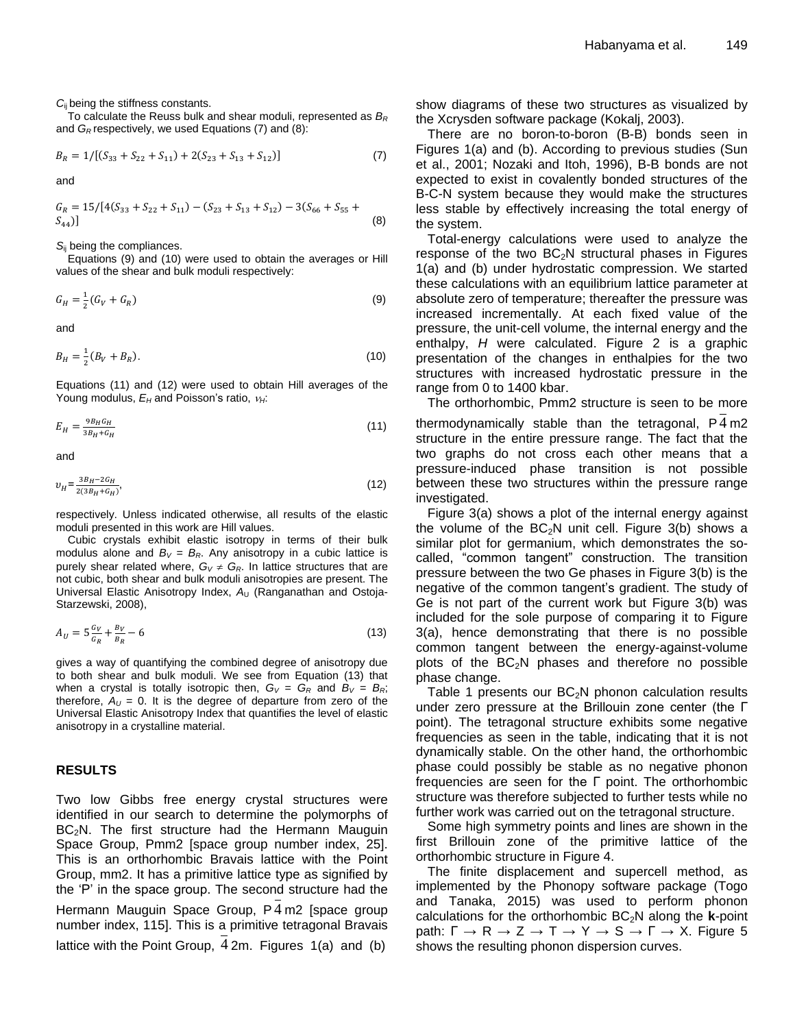$C_{ij}$ being the stiffness constants.

To calculate the Reuss bulk and shear moduli, represented as $B_R$ and $G_R$ respectively, we used Equations (7) and (8):

$$B_R = 1/[(S_{33} + S_{22} + S_{11}) + 2(S_{23} + S_{13} + S_{12})] \tag{7}$$

and

$$G_R = 15/[4(S_{33} + S_{22} + S_{11}) - (S_{23} + S_{13} + S_{12}) - 3(S_{66} + S_{55} + S_{44})] \tag{8}$$

$S_{ij}$ being the compliances.

Equations (9) and (10) were used to obtain the averages or Hill values of the shear and bulk moduli respectively:

$$G_H = \frac{1}{2}(G_V + G_R) \tag{9}$$

and

$$B_H = \frac{1}{2}(B_V + B_R). \tag{10}$$

Equations (11) and (12) were used to obtain Hill averages of the Young modulus, $E_H$ and Poisson's ratio, $\nu_H$:

$$E_H = \frac{9B_H G_H}{3B_H + G_H} \tag{11}$$

and

$$\upsilon_H = \frac{3B_H - 2G_H}{2(3B_H + G_H)}, \tag{12}$$

respectively. Unless indicated otherwise, all results of the elastic moduli presented in this work are Hill values.

Cubic crystals exhibit elastic isotropy in terms of their bulk modulus alone and $B_V = B_R$. Any anisotropy in a cubic lattice is purely shear related where, $G_V \neq G_R$. In lattice structures that are not cubic, both shear and bulk moduli anisotropies are present. The Universal Elastic Anisotropy Index, $A_U$ (Ranganathan and Ostoja-Starzewski, 2008),

$$A_U = 5\frac{G_V}{G_R} + \frac{B_V}{B_R} - 6 \tag{13}$$

gives a way of quantifying the combined degree of anisotropy due to both shear and bulk moduli. We see from Equation (13) that when a crystal is totally isotropic then, $G_V = G_R$ and $B_V = B_R$; therefore, $A_U = 0$. It is the degree of departure from zero of the Universal Elastic Anisotropy Index that quantifies the level of elastic anisotropy in a crystalline material.

## RESULTS

Two low Gibbs free energy crystal structures were identified in our search to determine the polymorphs of $BC_2N$. The first structure had the Hermann Mauguin Space Group, Pmm2 [space group number index, 25]. This is an orthorhombic Bravais lattice with the Point Group, mm2. It has a primitive lattice type as signified by the 'P' in the space group. The second structure had the Hermann Mauguin Space Group, $P\bar{4}m2$ [space group number index, 115]. This is a primitive tetragonal Bravais lattice with the Point Group, $\bar{4}2m$. Figures 1(a) and (b) show diagrams of these two structures as visualized by the Xcrysden software package (Kokalj, 2003).

There are no boron-to-boron (B-B) bonds seen in Figures 1(a) and (b). According to previous studies (Sun et al., 2001; Nozaki and Itoh, 1996), B-B bonds are not expected to exist in covalently bonded structures of the B-C-N system because they would make the structures less stable by effectively increasing the total energy of the system.

Total-energy calculations were used to analyze the response of the two $BC_2N$ structural phases in Figures 1(a) and (b) under hydrostatic compression. We started these calculations with an equilibrium lattice parameter at absolute zero of temperature; thereafter the pressure was increased incrementally. At each fixed value of the pressure, the unit-cell volume, the internal energy and the enthalpy, *H* were calculated. Figure 2 is a graphic presentation of the changes in enthalpies for the two structures with increased hydrostatic pressure in the range from 0 to 1400 kbar.

The orthorhombic, Pmm2 structure is seen to be more thermodynamically stable than the tetragonal, $P\bar{4}m2$ structure in the entire pressure range. The fact that the two graphs do not cross each other means that a pressure-induced phase transition is not possible between these two structures within the pressure range investigated.

Figure 3(a) shows a plot of the internal energy against the volume of the $BC_2N$ unit cell. Figure 3(b) shows a similar plot for germanium, which demonstrates the so-called, "common tangent" construction. The transition pressure between the two Ge phases in Figure 3(b) is the negative of the common tangent's gradient. The study of Ge is not part of the current work but Figure 3(b) was included for the sole purpose of comparing it to Figure 3(a), hence demonstrating that there is no possible common tangent between the energy-against-volume plots of the $BC_2N$ phases and therefore no possible phase change.

Table 1 presents our $BC_2N$ phonon calculation results under zero pressure at the Brillouin zone center (the Γ point). The tetragonal structure exhibits some negative frequencies as seen in the table, indicating that it is not dynamically stable. On the other hand, the orthorhombic phase could possibly be stable as no negative phonon frequencies are seen for the Γ point. The orthorhombic structure was therefore subjected to further tests while no further work was carried out on the tetragonal structure.

Some high symmetry points and lines are shown in the first Brillouin zone of the primitive lattice of the orthorhombic structure in Figure 4.

The finite displacement and supercell method, as implemented by the Phonopy software package (Togo and Tanaka, 2015) was used to perform phonon calculations for the orthorhombic $BC_2N$ along the **k**-point path: Γ → R → Z → T → Y → S → Γ → X. Figure 5 shows the resulting phonon dispersion curves.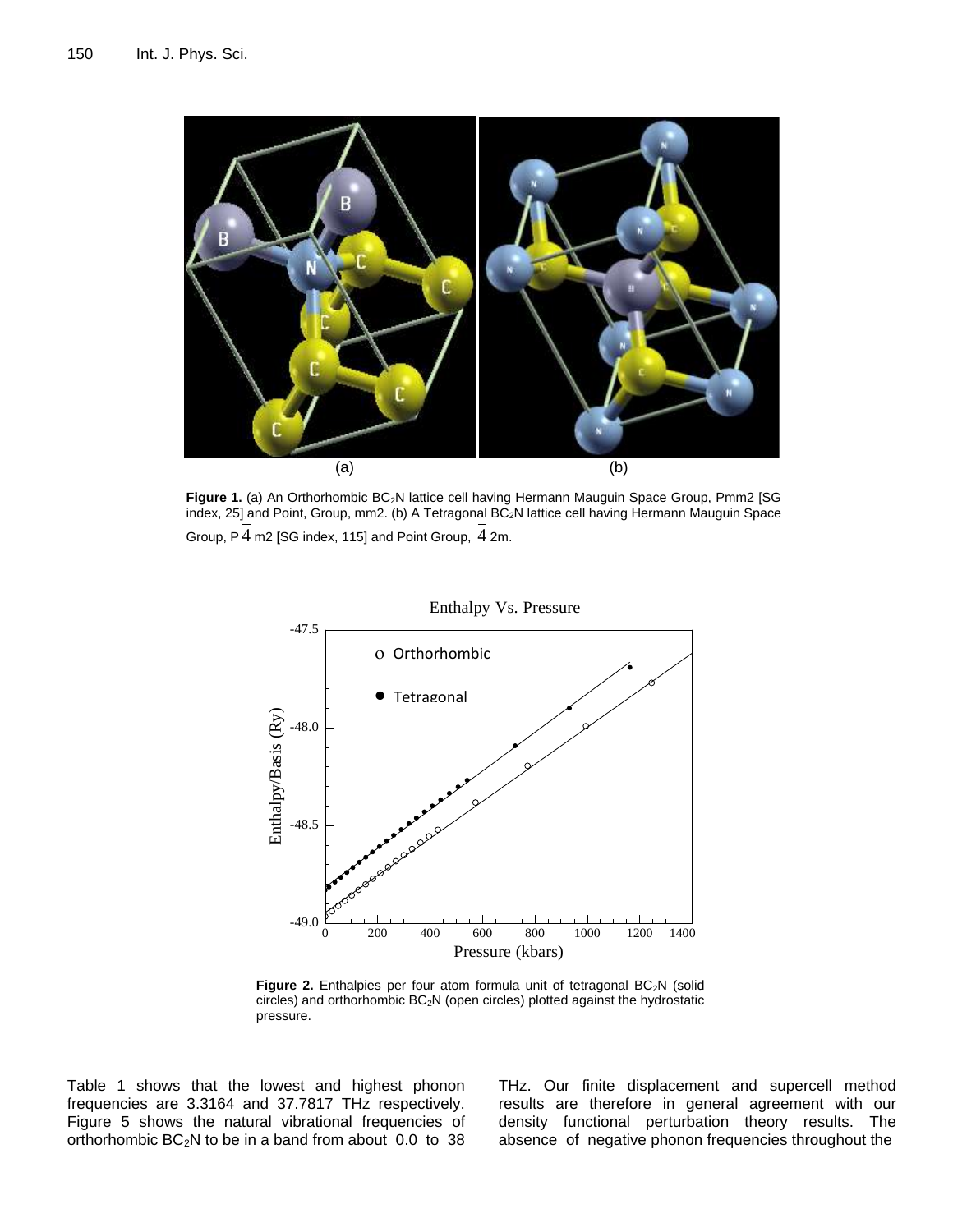Figure 1. (a) An Orthorhombic $BC_2N$ lattice cell having Hermann Mauguin Space Group, Pmm2 [SG index, 25] and Point, Group, mm2. (b) A Tetragonal $BC_2N$ lattice cell having Hermann Mauguin Space Group, P$\bar{4}$m2 [SG index, 115] and Point Group, $\bar{4}$2m.

**Figure 2.** Enthalpies per four atom formula unit of tetragonal $BC_2N$ (solid circles) and orthorhombic $BC_2N$ (open circles) plotted against the hydrostatic pressure.

Table 1 shows that the lowest and highest phonon frequencies are 3.3164 and 37.7817 THz respectively. Figure 5 shows the natural vibrational frequencies of orthorhombic $BC_2N$ to be in a band from about 0.0 to 38 THz. Our finite displacement and supercell method results are therefore in general agreement with our density functional perturbation theory results. The absence of negative phonon frequencies throughout the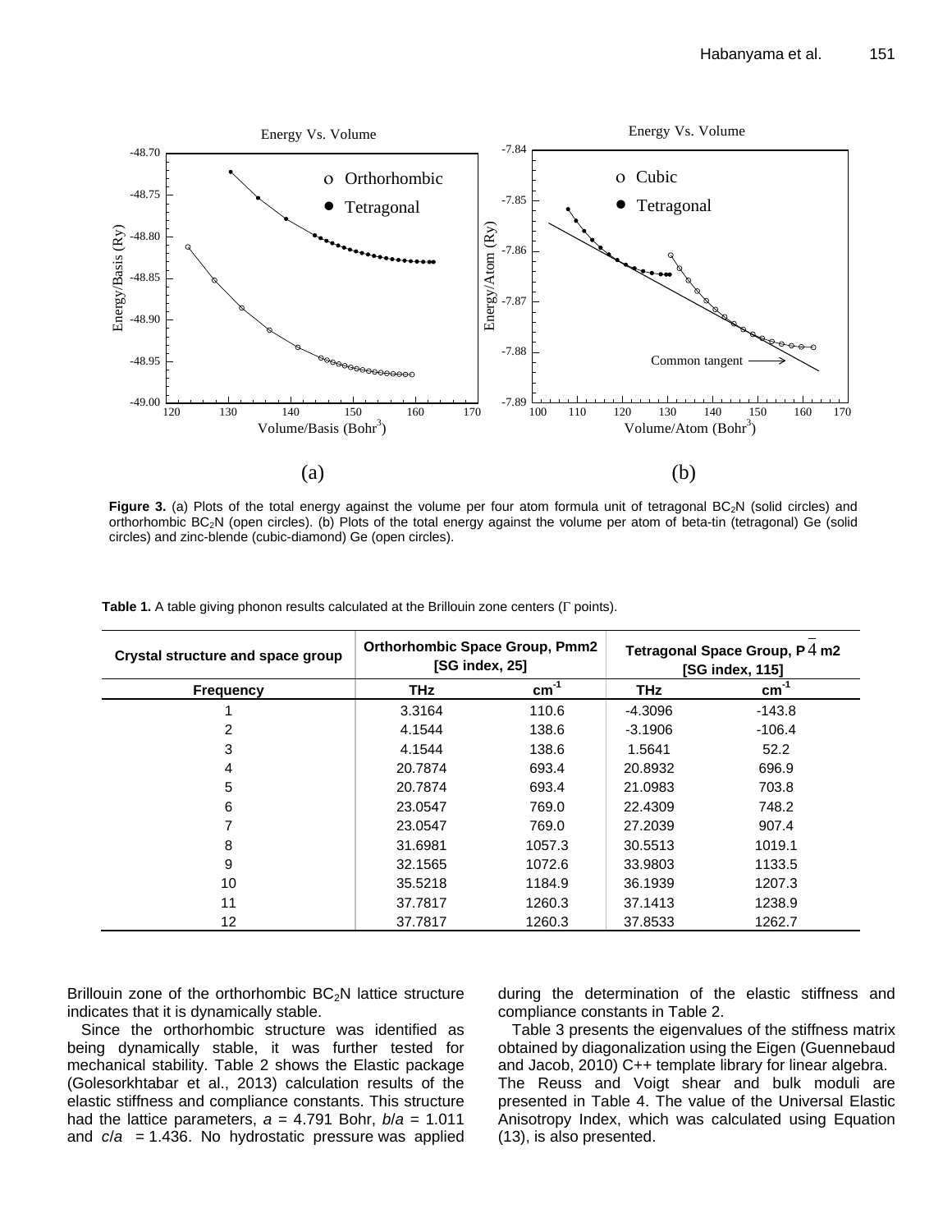Figure 3. (a) Plots of the total energy against the volume per four atom formula unit of tetragonal $BC_2N$ (solid circles) and orthorhombic $BC_2N$ (open circles). (b) Plots of the total energy against the volume per atom of beta-tin (tetragonal) Ge (solid circles) and zinc-blende (cubic-diamond) Ge (open circles).

**Table 1.** A table giving phonon results calculated at the Brillouin zone centers (Γ points).

| Crystal structure and space group | Orthorhombic Space Group, Pmm2 [SG index, 25] | | Tetragonal Space Group, $P\bar{4}$ m2 [SG index, 115] | |
|---|---|---|---|---|
| Frequency | THz | cm$^{-1}$ | THz | cm$^{-1}$ |
| 1 | 3.3164 | 110.6 | -4.3096 | -143.8 |
| 2 | 4.1544 | 138.6 | -3.1906 | -106.4 |
| 3 | 4.1544 | 138.6 | 1.5641 | 52.2 |
| 4 | 20.7874 | 693.4 | 20.8932 | 696.9 |
| 5 | 20.7874 | 693.4 | 21.0983 | 703.8 |
| 6 | 23.0547 | 769.0 | 22.4309 | 748.2 |
| 7 | 23.0547 | 769.0 | 27.2039 | 907.4 |
| 8 | 31.6981 | 1057.3 | 30.5513 | 1019.1 |
| 9 | 32.1565 | 1072.6 | 33.9803 | 1133.5 |
| 10 | 35.5218 | 1184.9 | 36.1939 | 1207.3 |
| 11 | 37.7817 | 1260.3 | 37.1413 | 1238.9 |
| 12 | 37.7817 | 1260.3 | 37.8533 | 1262.7 |

Brillouin zone of the orthorhombic $BC_2N$ lattice structure indicates that it is dynamically stable.

Since the orthorhombic structure was identified as being dynamically stable, it was further tested for mechanical stability. Table 2 shows the Elastic package (Golesorkhtabar et al., 2013) calculation results of the elastic stiffness and compliance constants. This structure had the lattice parameters, $a$ = 4.791 Bohr, $b/a$ = 1.011 and $c/a$ = 1.436. No hydrostatic pressure was applied during the determination of the elastic stiffness and compliance constants in Table 2.

Table 3 presents the eigenvalues of the stiffness matrix obtained by diagonalization using the Eigen (Guennebaud and Jacob, 2010) C++ template library for linear algebra. The Reuss and Voigt shear and bulk moduli are presented in Table 4. The value of the Universal Elastic Anisotropy Index, which was calculated using Equation (13), is also presented.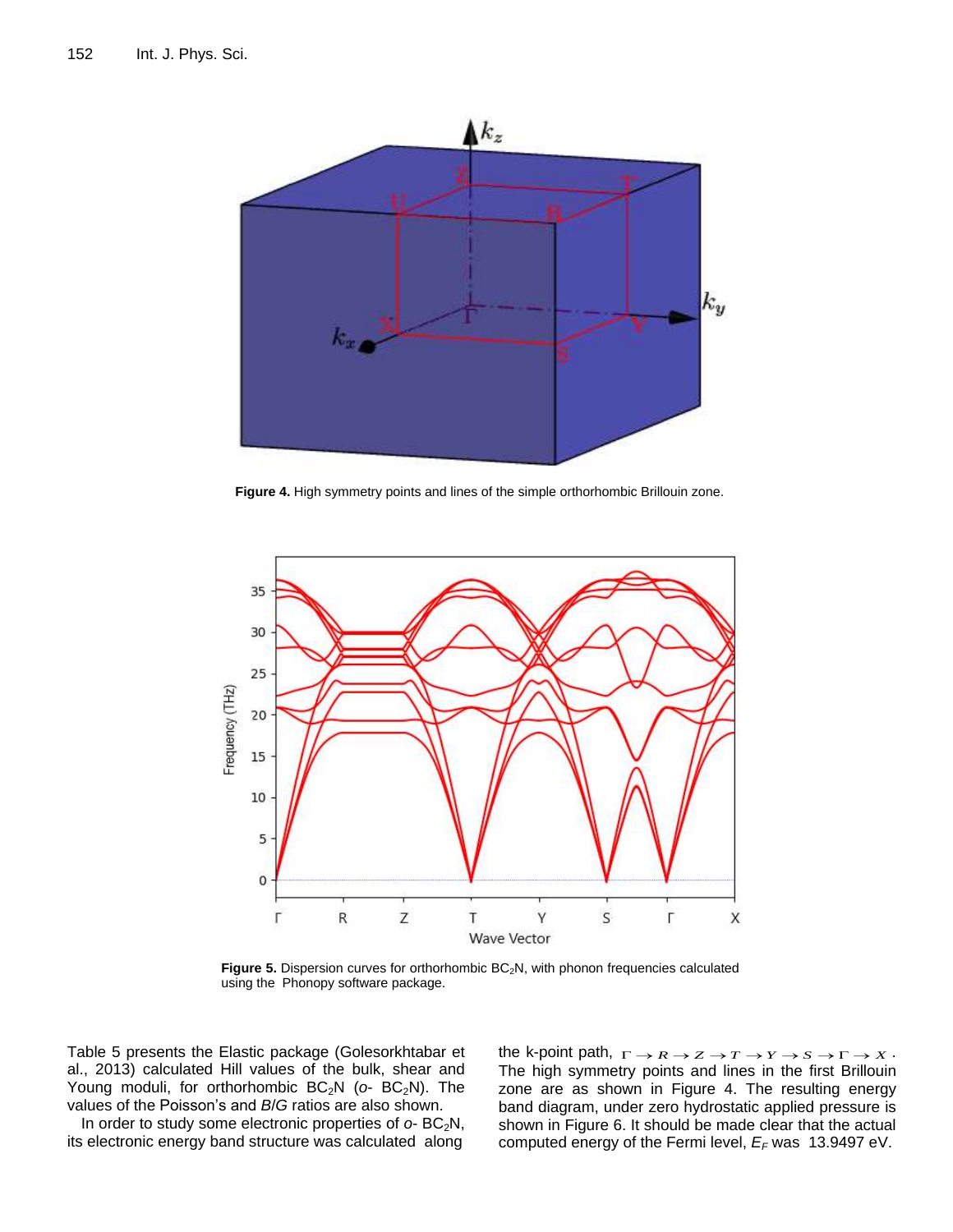**Figure 4.** High symmetry points and lines of the simple orthorhombic Brillouin zone.

**Figure 5.** Dispersion curves for orthorhombic $BC_2N$, with phonon frequencies calculated using the Phonopy software package.

Table 5 presents the Elastic package (Golesorkhtabar et al., 2013) calculated Hill values of the bulk, shear and Young moduli, for orthorhombic $BC_2N$ (*o*- $BC_2N$). The values of the Poisson's and *B*/*G* ratios are also shown.

In order to study some electronic properties of *o*- $BC_2N$, its electronic energy band structure was calculated along the k-point path, $\Gamma \rightarrow R \rightarrow Z \rightarrow T \rightarrow Y \rightarrow S \rightarrow \Gamma \rightarrow X$. The high symmetry points and lines in the first Brillouin zone are as shown in Figure 4. The resulting energy band diagram, under zero hydrostatic applied pressure is shown in Figure 6. It should be made clear that the actual computed energy of the Fermi level, $E_F$ was 13.9497 eV.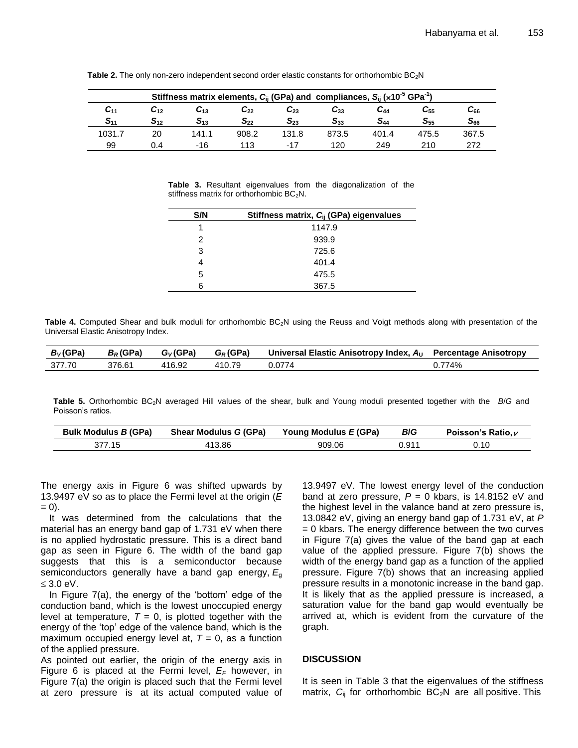**Table 2.** The only non-zero independent second order elastic constants for orthorhombic $BC_2N$

| Stiffness matrix elements, $C_{ij}$ (GPa) and compliances, $S_{ij}$ ($\times 10^{-5}$ GPa$^{-1}$) | | | | | | | | |
|---|---|---|---|---|---|---|---|---|
| $C_{11}$ <br> $S_{11}$ | $C_{12}$ <br> $S_{12}$ | $C_{13}$ <br> $S_{13}$ | $C_{22}$ <br> $S_{22}$ | $C_{23}$ <br> $S_{23}$ | $C_{33}$ <br> $S_{33}$ | $C_{44}$ <br> $S_{44}$ | $C_{55}$ <br> $S_{55}$ | $C_{66}$ <br> $S_{66}$ |
| 1031.7 | 20 | 141.1 | 908.2 | 131.8 | 873.5 | 401.4 | 475.5 | 367.5 |
| 99 | 0.4 | -16 | 113 | -17 | 120 | 249 | 210 | 272 |

**Table 3.** Resultant eigenvalues from the diagonalization of the stiffness matrix for orthorhombic $BC_2N$.

| S/N | Stiffness matrix, $C_{ij}$ (GPa) eigenvalues |
|---|---|
| 1 | 1147.9 |
| 2 | 939.9 |
| 3 | 725.6 |
| 4 | 401.4 |
| 5 | 475.5 |
| 6 | 367.5 |

**Table 4.** Computed Shear and bulk moduli for orthorhombic $BC_2N$ using the Reuss and Voigt methods along with presentation of the Universal Elastic Anisotropy Index.

| $B_V$ (GPa) | $B_R$ (GPa) | $G_V$ (GPa) | $G_R$ (GPa) | Universal Elastic Anisotropy Index, $A_U$ | Percentage Anisotropy |
|---|---|---|---|---|---|
| 377.70 | 376.61 | 416.92 | 410.79 | 0.0774 | 0.774% |

**Table 5.** Orthorhombic $BC_2N$ averaged Hill values of the shear, bulk and Young moduli presented together with the $B/G$ and Poisson's ratios.

| Bulk Modulus $B$ (GPa) | Shear Modulus $G$ (GPa) | Young Modulus $E$ (GPa) | $B/G$ | Poisson's Ratio, $\nu$ |
|---|---|---|---|---|
| 377.15 | 413.86 | 909.06 | 0.911 | 0.10 |

The energy axis in Figure 6 was shifted upwards by 13.9497 eV so as to place the Fermi level at the origin ($E = 0$).

It was determined from the calculations that the material has an energy band gap of 1.731 eV when there is no applied hydrostatic pressure. This is a direct band gap as seen in Figure 6. The width of the band gap suggests that this is a semiconductor because semiconductors generally have a band gap energy, $E_g \leq 3.0$ eV.

In Figure 7(a), the energy of the 'bottom' edge of the conduction band, which is the lowest unoccupied energy level at temperature, $T = 0$, is plotted together with the energy of the 'top' edge of the valence band, which is the maximum occupied energy level at, $T = 0$, as a function of the applied pressure.

As pointed out earlier, the origin of the energy axis in Figure 6 is placed at the Fermi level, $E_F$ however, in Figure 7(a) the origin is placed such that the Fermi level at zero pressure is at its actual computed value of 13.9497 eV. The lowest energy level of the conduction band at zero pressure, $P = 0$ kbars, is 14.8152 eV and the highest level in the valance band at zero pressure is, 13.0842 eV, giving an energy band gap of 1.731 eV, at $P = 0$ kbars. The energy difference between the two curves in Figure 7(a) gives the value of the band gap at each value of the applied pressure. Figure 7(b) shows the width of the energy band gap as a function of the applied pressure. Figure 7(b) shows that an increasing applied pressure results in a monotonic increase in the band gap. It is likely that as the applied pressure is increased, a saturation value for the band gap would eventually be arrived at, which is evident from the curvature of the graph.

## DISCUSSION

It is seen in Table 3 that the eigenvalues of the stiffness matrix, $C_{ij}$ for orthorhombic $BC_2N$ are all positive. This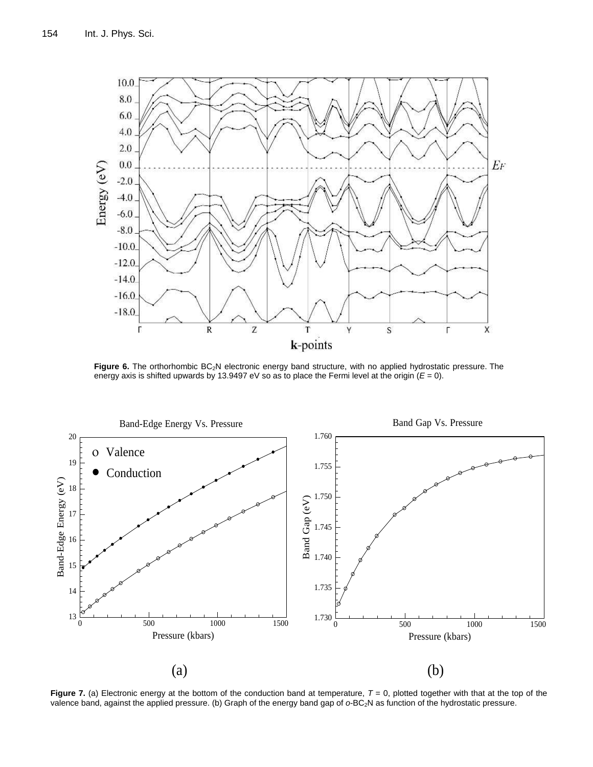**Figure 6.** The orthorhombic $BC_2N$ electronic energy band structure, with no applied hydrostatic pressure. The energy axis is shifted upwards by 13.9497 eV so as to place the Fermi level at the origin ($E$ = 0).

**Figure 7.** (a) Electronic energy at the bottom of the conduction band at temperature, $T$ = 0, plotted together with that at the top of the valence band, against the applied pressure. (b) Graph of the energy band gap of *o*-$BC_2N$ as function of the hydrostatic pressure.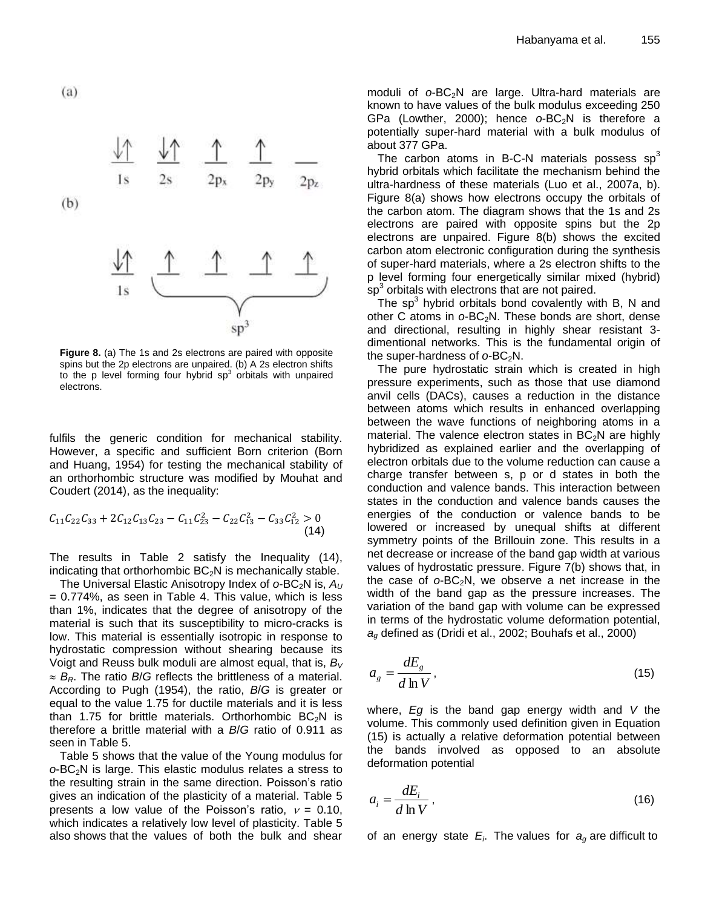(a)

1s 2s $2p_x$ $2p_y$ $2p_z$

(b)

1s $sp^3$

**Figure 8.** (a) The 1s and 2s electrons are paired with opposite spins but the 2p electrons are unpaired. (b) A 2s electron shifts to the p level forming four hybrid $sp^3$ orbitals with unpaired electrons.

fulfils the generic condition for mechanical stability. However, a specific and sufficient Born criterion (Born and Huang, 1954) for testing the mechanical stability of an orthorhombic structure was modified by Mouhat and Coudert (2014), as the inequality:

$$C_{11}C_{22}C_{33} + 2C_{12}C_{13}C_{23} - C_{11}C_{23}^2 - C_{22}C_{13}^2 - C_{33}C_{12}^2 > 0 \quad (14)$$

The results in Table 2 satisfy the Inequality (14), indicating that orthorhombic $BC_2N$ is mechanically stable.

The Universal Elastic Anisotropy Index of *o*-$BC_2N$ is, $A_U$ = 0.774%, as seen in Table 4. This value, which is less than 1%, indicates that the degree of anisotropy of the material is such that its susceptibility to micro-cracks is low. This material is essentially isotropic in response to hydrostatic compression without shearing because its Voigt and Reuss bulk moduli are almost equal, that is, $B_V \approx B_R$. The ratio $B/G$ reflects the brittleness of a material. According to Pugh (1954), the ratio, $B/G$ is greater or equal to the value 1.75 for ductile materials and it is less than 1.75 for brittle materials. Orthorhombic $BC_2N$ is therefore a brittle material with a $B/G$ ratio of 0.911 as seen in Table 5.

Table 5 shows that the value of the Young modulus for *o*-$BC_2N$ is large. This elastic modulus relates a stress to the resulting strain in the same direction. Poisson's ratio gives an indication of the plasticity of a material. Table 5 presents a low value of the Poisson's ratio, $\nu$ = 0.10, which indicates a relatively low level of plasticity. Table 5 also shows that the values of both the bulk and shear moduli of *o*-$BC_2N$ are large. Ultra-hard materials are known to have values of the bulk modulus exceeding 250 GPa (Lowther, 2000); hence *o*-$BC_2N$ is therefore a potentially super-hard material with a bulk modulus of about 377 GPa.

The carbon atoms in B-C-N materials possess $sp^3$ hybrid orbitals which facilitate the mechanism behind the ultra-hardness of these materials (Luo et al., 2007a, b). Figure 8(a) shows how electrons occupy the orbitals of the carbon atom. The diagram shows that the 1s and 2s electrons are paired with opposite spins but the 2p electrons are unpaired. Figure 8(b) shows the excited carbon atom electronic configuration during the synthesis of super-hard materials, where a 2s electron shifts to the p level forming four energetically similar mixed (hybrid) $sp^3$ orbitals with electrons that are not paired.

The $sp^3$ hybrid orbitals bond covalently with B, N and other C atoms in *o*-$BC_2N$. These bonds are short, dense and directional, resulting in highly shear resistant 3-dimentional networks. This is the fundamental origin of the super-hardness of *o*-$BC_2N$.

The pure hydrostatic strain which is created in high pressure experiments, such as those that use diamond anvil cells (DACs), causes a reduction in the distance between atoms which results in enhanced overlapping between the wave functions of neighboring atoms in a material. The valence electron states in $BC_2N$ are highly hybridized as explained earlier and the overlapping of electron orbitals due to the volume reduction can cause a charge transfer between s, p or d states in both the conduction and valence bands. This interaction between states in the conduction and valence bands causes the energies of the conduction or valence bands to be lowered or increased by unequal shifts at different symmetry points of the Brillouin zone. This results in a net decrease or increase of the band gap width at various values of hydrostatic pressure. Figure 7(b) shows that, in the case of *o*-$BC_2N$, we observe a net increase in the width of the band gap as the pressure increases. The variation of the band gap with volume can be expressed in terms of the hydrostatic volume deformation potential, $a_g$ defined as (Dridi et al., 2002; Bouhafs et al., 2000)

$$a_g = \frac{dE_g}{d\ln V}, \quad (15)$$

where, $Eg$ is the band gap energy width and $V$ the volume. This commonly used definition given in Equation (15) is actually a relative deformation potential between the bands involved as opposed to an absolute deformation potential

$$a_i = \frac{dE_i}{d\ln V}, \quad (16)$$

of an energy state $E_i$. The values for $a_g$ are difficult to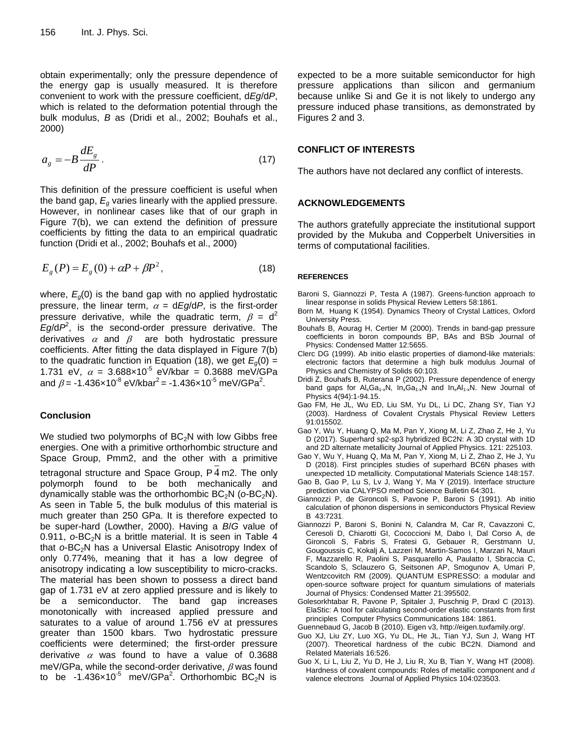obtain experimentally; only the pressure dependence of the energy gap is usually measured. It is therefore convenient to work with the pressure coefficient, d*Eg*/d*P*, which is related to the deformation potential through the bulk modulus, *B* as (Dridi et al., 2002; Bouhafs et al., 2000)

$$a_g = -B\frac{dE_g}{dP}. \tag{17}$$

This definition of the pressure coefficient is useful when the band gap, $E_g$ varies linearly with the applied pressure. However, in nonlinear cases like that of our graph in Figure 7(b), we can extend the definition of pressure coefficients by fitting the data to an empirical quadratic function (Dridi et al., 2002; Bouhafs et al., 2000)

$$E_g(P) = E_g(0) + \alpha P + \beta P^2, \tag{18}$$

where, $E_g(0)$ is the band gap with no applied hydrostatic pressure, the linear term, $\alpha = dEg/dP$, is the first-order pressure derivative, while the quadratic term, $\beta = d^2Eg/dP^2$, is the second-order pressure derivative. The derivatives $\alpha$ and $\beta$ are both hydrostatic pressure coefficients. After fitting the data displayed in Figure 7(b) to the quadratic function in Equation (18), we get $E_g(0)$ = 1.731 eV, $\alpha$ = 3.688×10$^{-5}$ eV/kbar = 0.3688 meV/GPa and $\beta$ = -1.436×10$^{-8}$ eV/kbar$^2$ = -1.436×10$^{-5}$ meV/GPa$^2$.

## Conclusion

We studied two polymorphs of $BC_2N$ with low Gibbs free energies. One with a primitive orthorhombic structure and Space Group, Pmm2, and the other with a primitive tetragonal structure and Space Group, $P\bar{4}m2$. The only polymorph found to be both mechanically and dynamically stable was the orthorhombic $BC_2N$ (*o*-$BC_2N$). As seen in Table 5, the bulk modulus of this material is much greater than 250 GPa. It is therefore expected to be super-hard (Lowther, 2000). Having a *B*/*G* value of 0.911, *o*-$BC_2N$ is a brittle material. It is seen in Table 4 that *o*-$BC_2N$ has a Universal Elastic Anisotropy Index of only 0.774%, meaning that it has a low degree of anisotropy indicating a low susceptibility to micro-cracks. The material has been shown to possess a direct band gap of 1.731 eV at zero applied pressure and is likely to be a semiconductor. The band gap increases monotonically with increased applied pressure and saturates to a value of around 1.756 eV at pressures greater than 1500 kbars. Two hydrostatic pressure coefficients were determined; the first-order pressure derivative $\alpha$ was found to have a value of 0.3688 meV/GPa, while the second-order derivative, $\beta$ was found to be -1.436×10$^{-5}$ meV/GPa$^2$. Orthorhombic $BC_2N$ is expected to be a more suitable semiconductor for high pressure applications than silicon and germanium because unlike Si and Ge it is not likely to undergo any pressure induced phase transitions, as demonstrated by Figures 2 and 3.

## CONFLICT OF INTERESTS

The authors have not declared any conflict of interests.

## ACKNOWLEDGEMENTS

The authors gratefully appreciate the institutional support provided by the Mukuba and Copperbelt Universities in terms of computational facilities.

### REFERENCES

Baroni S, Giannozzi P, Testa A (1987). Greens-function approach to linear response in solids Physical Review Letters 58:1861.

Born M, Huang K (1954). Dynamics Theory of Crystal Lattices, Oxford University Press.

Bouhafs B, Aourag H, Certier M (2000). Trends in band-gap pressure coefficients in boron compounds BP, BAs and BSb Journal of Physics: Condensed Matter 12:5655.

Clerc DG (1999). Ab initio elastic properties of diamond-like materials: electronic factors that determine a high bulk modulus Journal of Physics and Chemistry of Solids 60:103.

Dridi Z, Bouhafs B, Ruterana P (2002). Pressure dependence of energy band gaps for $Al_xGa_{1-x}N$, $In_xGa_{1-x}N$ and $In_xAl_{1-x}N$. New Journal of Physics 4(94):1-94.15.

Gao FM, He JL, Wu ED, Liu SM, Yu DL, Li DC, Zhang SY, Tian YJ (2003). Hardness of Covalent Crystals Physical Review Letters 91:015502.

Gao Y, Wu Y, Huang Q, Ma M, Pan Y, Xiong M, Li Z, Zhao Z, He J, Yu D (2017). Superhard sp2-sp3 hybridized BC2N: A 3D crystal with 1D and 2D alternate metallicity Journal of Applied Physics. 121: 225103.

Gao Y, Wu Y, Huang Q, Ma M, Pan Y, Xiong M, Li Z, Zhao Z, He J, Yu D (2018). First principles studies of superhard BC6N phases with unexpected 1D metallicity. Computational Materials Science 148:157.

Gao B, Gao P, Lu S, Lv J, Wang Y, Ma Y (2019). Interface structure prediction via CALYPSO method Science Bulletin 64:301.

Giannozzi P, de Gironcoli S, Pavone P, Baroni S (1991). Ab initio calculation of phonon dispersions in semiconductors Physical Review B 43:7231.

Giannozzi P, Baroni S, Bonini N, Calandra M, Car R, Cavazzoni C, Ceresoli D, Chiarotti GI, Cococcioni M, Dabo I, Dal Corso A, de Gironcoli S, Fabris S, Fratesi G, Gebauer R, Gerstmann U, Gougoussis C, Kokalj A, Lazzeri M, Martin-Samos I, Marzari N, Mauri F, Mazzarello R, Paolini S, Pasquarello A, Paulatto I, Sbraccia C, Scandolo S, Sclauzero G, Seitsonen AP, Smogunov A, Umari P, Wentzcovitch RM (2009). QUANTUM ESPRESSO: a modular and open-source software project for quantum simulations of materials Journal of Physics: Condensed Matter 21:395502.

Golesorkhtabar R, Pavone P, Spitaler J, Puschnig P, Draxl C (2013). ElaStic: A tool for calculating second-order elastic constants from first principles Computer Physics Communications 184: 1861.

Guennebaud G, Jacob B (2010). Eigen v3, http://eigen.tuxfamily.org/.

Guo XJ, Liu ZY, Luo XG, Yu DL, He JL, Tian YJ, Sun J, Wang HT (2007). Theoretical hardness of the cubic BC2N. Diamond and Related Materials 16:526.

Guo X, Li L, Liu Z, Yu D, He J, Liu R, Xu B, Tian Y, Wang HT (2008). Hardness of covalent compounds: Roles of metallic component and $d$ valence electrons Journal of Applied Physics 104:023503.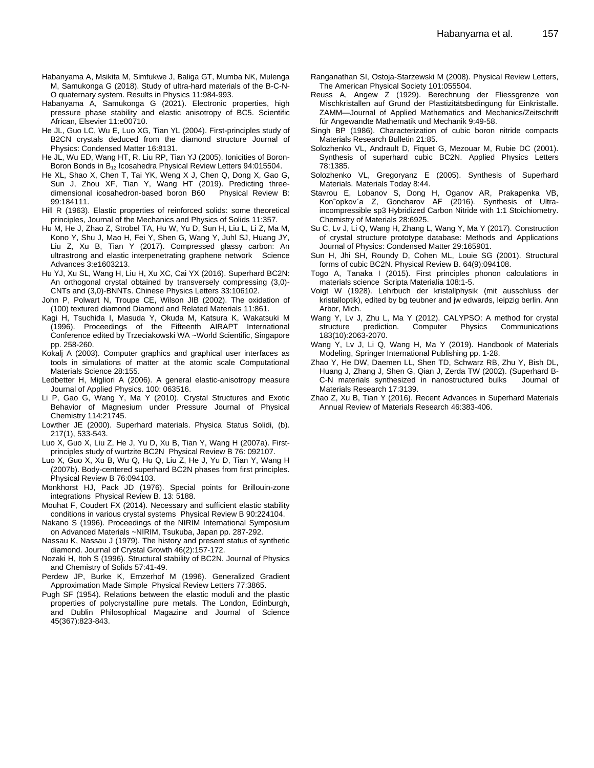Habanyama A, Msikita M, Simfukwe J, Baliga GT, Mumba NK, Mulenga M, Samukonga G (2018). Study of ultra-hard materials of the B-C-N-O quaternary system. Results in Physics 11:984-993.

Habanyama A, Samukonga G (2021). Electronic properties, high pressure phase stability and elastic anisotropy of BC5. Scientific African, Elsevier 11:e00710.

He JL, Guo LC, Wu E, Luo XG, Tian YL (2004). First-principles study of B2CN crystals deduced from the diamond structure Journal of Physics: Condensed Matter 16:8131.

He JL, Wu ED, Wang HT, R. Liu RP, Tian YJ (2005). Ionicities of Boron-Boron Bonds in $B_{12}$ Icosahedra Physical Review Letters 94:015504.

He XL, Shao X, Chen T, Tai YK, Weng X J, Chen Q, Dong X, Gao G, Sun J, Zhou XF, Tian Y, Wang HT (2019). Predicting three-dimensional icosahedron-based boron B60 Physical Review B: 99:184111.

Hill R (1963). Elastic properties of reinforced solids: some theoretical principles, Journal of the Mechanics and Physics of Solids 11:357.

Hu M, He J, Zhao Z, Strobel TA, Hu W, Yu D, Sun H, Liu L, Li Z, Ma M, Kono Y, Shu J, Mao H, Fei Y, Shen G, Wang Y, Juhl SJ, Huang JY, Liu Z, Xu B, Tian Y (2017). Compressed glassy carbon: An ultrastrong and elastic interpenetrating graphene network Science Advances 3:e1603213.

Hu YJ, Xu SL, Wang H, Liu H, Xu XC, Cai YX (2016). Superhard BC2N: An orthogonal crystal obtained by transversely compressing (3,0)-CNTs and (3,0)-BNNTs. Chinese Physics Letters 33:106102.

John P, Polwart N, Troupe CE, Wilson JIB (2002). The oxidation of (100) textured diamond Diamond and Related Materials 11:861.

Kagi H, Tsuchida I, Masuda Y, Okuda M, Katsura K, Wakatsuki M (1996). Proceedings of the Fifteenth AIRAPT International Conference edited by Trzeciakowski WA ~World Scientific, Singapore pp. 258-260.

Kokalj A (2003). Computer graphics and graphical user interfaces as tools in simulations of matter at the atomic scale Computational Materials Science 28:155.

Ledbetter H, Migliori A (2006). A general elastic-anisotropy measure Journal of Applied Physics. 100: 063516.

Li P, Gao G, Wang Y, Ma Y (2010). Crystal Structures and Exotic Behavior of Magnesium under Pressure Journal of Physical Chemistry 114:21745.

Lowther JE (2000). Superhard materials. Physica Status Solidi, (b). 217(1), 533-543.

Luo X, Guo X, Liu Z, He J, Yu D, Xu B, Tian Y, Wang H (2007a). First-principles study of wurtzite BC2N Physical Review B 76: 092107.

Luo X, Guo X, Xu B, Wu Q, Hu Q, Liu Z, He J, Yu D, Tian Y, Wang H (2007b). Body-centered superhard BC2N phases from first principles. Physical Review B 76:094103.

Monkhorst HJ, Pack JD (1976). Special points for Brillouin-zone integrations Physical Review B. 13: 5188.

Mouhat F, Coudert FX (2014). Necessary and sufficient elastic stability conditions in various crystal systems Physical Review B 90:224104.

Nakano S (1996). Proceedings of the NIRIM International Symposium on Advanced Materials ~NIRIM, Tsukuba, Japan pp. 287-292.

Nassau K, Nassau J (1979). The history and present status of synthetic diamond. Journal of Crystal Growth 46(2):157-172.

Nozaki H, Itoh S (1996). Structural stability of BC2N. Journal of Physics and Chemistry of Solids 57:41-49.

Perdew JP, Burke K, Ernzerhof M (1996). Generalized Gradient Approximation Made Simple Physical Review Letters 77:3865.

Pugh SF (1954). Relations between the elastic moduli and the plastic properties of polycrystalline pure metals. The London, Edinburgh, and Dublin Philosophical Magazine and Journal of Science 45(367):823-843.

Ranganathan SI, Ostoja-Starzewski M (2008). Physical Review Letters, The American Physical Society 101:055504.

Reuss A, Angew Z (1929). Berechnung der Fliessgrenze von Mischkristallen auf Grund der Plastizitätsbedingung für Einkristalle. ZAMM—Journal of Applied Mathematics and Mechanics/Zeitschrift für Angewandte Mathematik und Mechanik 9:49-58.

Singh BP (1986). Characterization of cubic boron nitride compacts Materials Research Bulletin 21:85.

Solozhenko VL, Andrault D, Fiquet G, Mezouar M, Rubie DC (2001). Synthesis of superhard cubic BC2N. Applied Physics Letters 78:1385.

Solozhenko VL, Gregoryanz E (2005). Synthesis of Superhard Materials. Materials Today 8:44.

Stavrou E, Lobanov S, Dong H, Oganov AR, Prakapenka VB, Konˆopkov´a Z, Goncharov AF (2016). Synthesis of Ultra-incompressible sp3 Hybridized Carbon Nitride with 1:1 Stoichiometry. Chemistry of Materials 28:6925.

Su C, Lv J, Li Q, Wang H, Zhang L, Wang Y, Ma Y (2017). Construction of crystal structure prototype database: Methods and Applications Journal of Physics: Condensed Matter 29:165901.

Sun H, Jhi SH, Roundy D, Cohen ML, Louie SG (2001). Structural forms of cubic BC2N. Physical Review B. 64(9):094108.

Togo A, Tanaka I (2015). First principles phonon calculations in materials science Scripta Materialia 108:1-5.

Voigt W (1928). Lehrbuch der kristallphysik (mit ausschluss der kristalloptik), edited by bg teubner and jw edwards, leipzig berlin. Ann Arbor, Mich.

Wang Y, Lv J, Zhu L, Ma Y (2012). CALYPSO: A method for crystal structure prediction. Computer Physics Communications 183(10):2063-2070.

Wang Y, Lv J, Li Q, Wang H, Ma Y (2019). Handbook of Materials Modeling, Springer International Publishing pp. 1-28.

Zhao Y, He DW, Daemen LL, Shen TD, Schwarz RB, Zhu Y, Bish DL, Huang J, Zhang J, Shen G, Qian J, Zerda TW (2002). (Superhard B-C-N materials synthesized in nanostructured bulks Journal of Materials Research 17:3139.

Zhao Z, Xu B, Tian Y (2016). Recent Advances in Superhard Materials Annual Review of Materials Research 46:383-406.